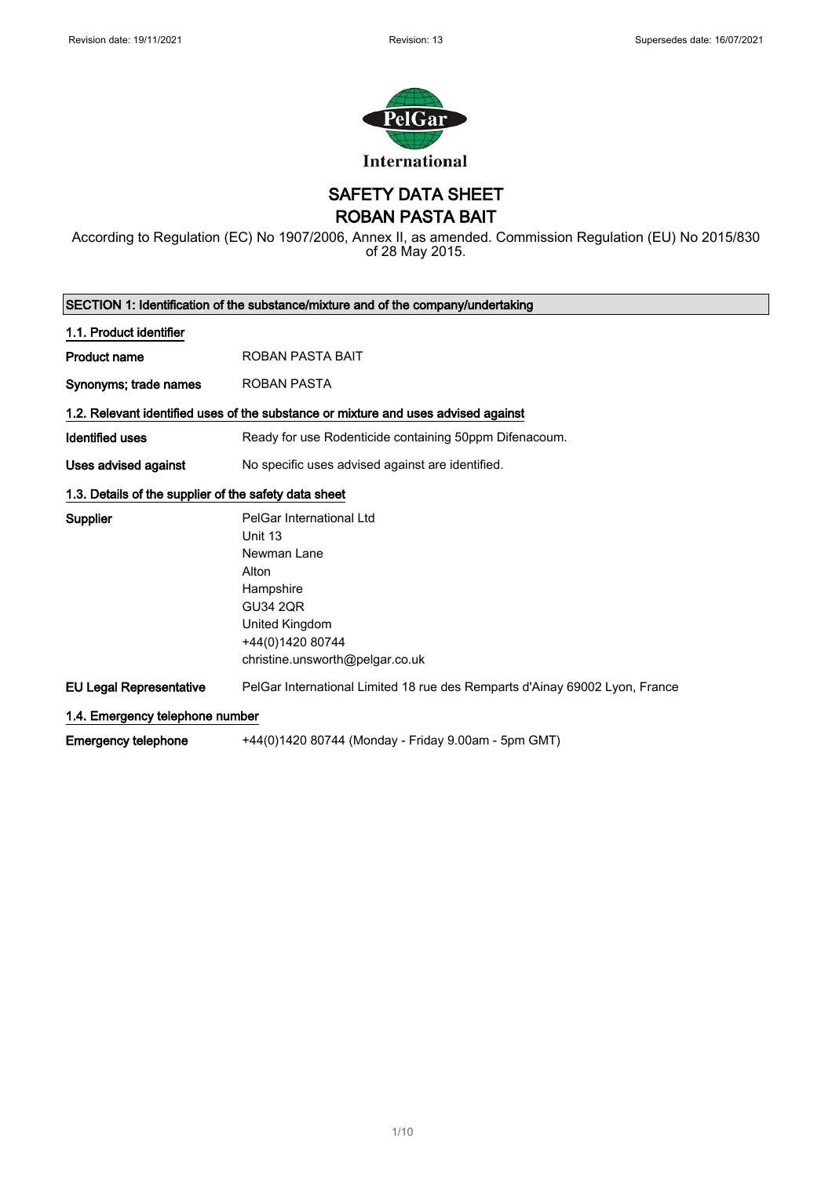Revision date: 19/11/2021 Revision: 13 Supersedes date: 16/07/2021

PelGar International

# SAFETY DATA SHEET
# ROBAN PASTA BAIT

According to Regulation (EC) No 1907/2006, Annex II, as amended. Commission Regulation (EU) No 2015/830 of 28 May 2015.

## SECTION 1: Identification of the substance/mixture and of the company/undertaking

### 1.1. Product identifier

**Product name** ROBAN PASTA BAIT

**Synonyms; trade names** ROBAN PASTA

### 1.2. Relevant identified uses of the substance or mixture and uses advised against

**Identified uses** Ready for use Rodenticide containing 50ppm Difenacoum.

**Uses advised against** No specific uses advised against are identified.

### 1.3. Details of the supplier of the safety data sheet

**Supplier**
PelGar International Ltd
Unit 13
Newman Lane
Alton
Hampshire
GU34 2QR
United Kingdom
+44(0)1420 80744
christine.unsworth@pelgar.co.uk

**EU Legal Representative** PelGar International Limited 18 rue des Remparts d'Ainay 69002 Lyon, France

### 1.4. Emergency telephone number

**Emergency telephone** +44(0)1420 80744 (Monday - Friday 9.00am - 5pm GMT)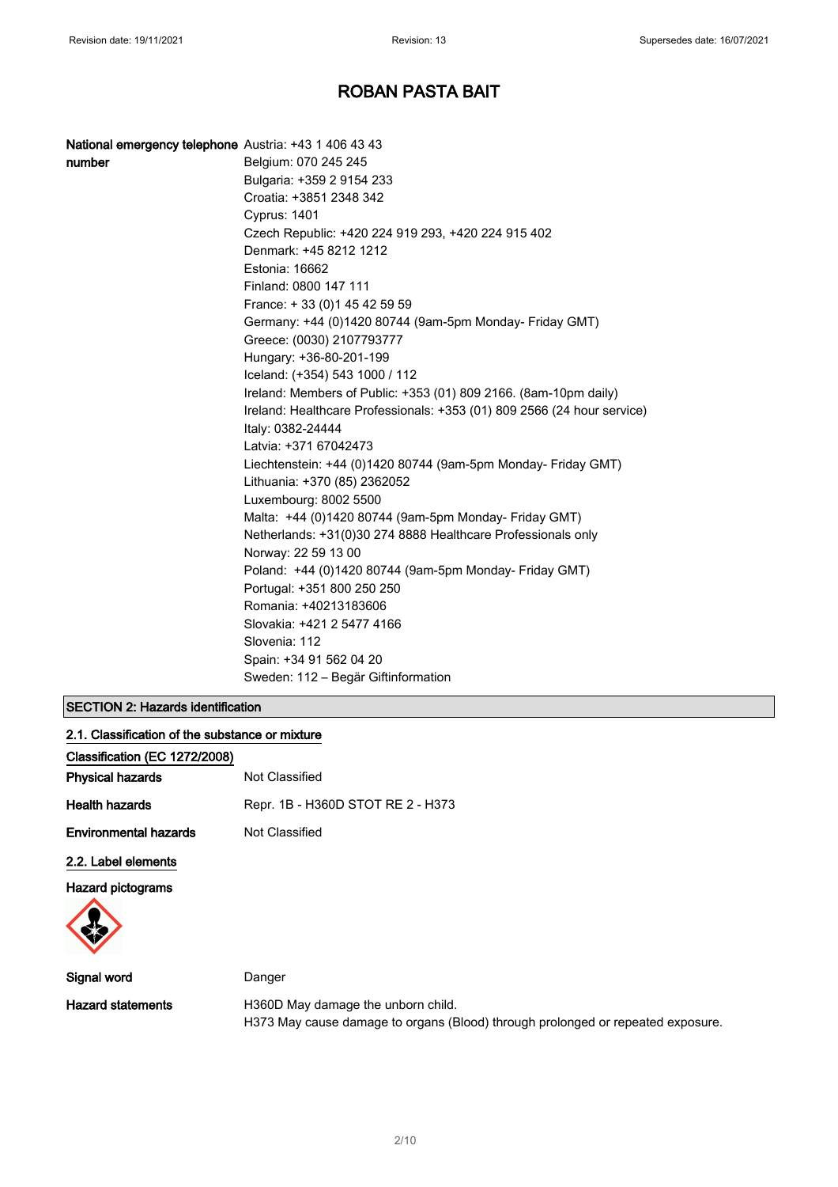# ROBAN PASTA BAIT

**National emergency telephone number**

Austria: +43 1 406 43 43
Belgium: 070 245 245
Bulgaria: +359 2 9154 233
Croatia: +3851 2348 342
Cyprus: 1401
Czech Republic: +420 224 919 293, +420 224 915 402
Denmark: +45 8212 1212
Estonia: 16662
Finland: 0800 147 111
France: + 33 (0)1 45 42 59 59
Germany: +44 (0)1420 80744 (9am-5pm Monday- Friday GMT)
Greece: (0030) 2107793777
Hungary: +36-80-201-199
Iceland: (+354) 543 1000 / 112
Ireland: Members of Public: +353 (01) 809 2166. (8am-10pm daily)
Ireland: Healthcare Professionals: +353 (01) 809 2566 (24 hour service)
Italy: 0382-24444
Latvia: +371 67042473
Liechtenstein: +44 (0)1420 80744 (9am-5pm Monday- Friday GMT)
Lithuania: +370 (85) 2362052
Luxembourg: 8002 5500
Malta: +44 (0)1420 80744 (9am-5pm Monday- Friday GMT)
Netherlands: +31(0)30 274 8888 Healthcare Professionals only
Norway: 22 59 13 00
Poland: +44 (0)1420 80744 (9am-5pm Monday- Friday GMT)
Portugal: +351 800 250 250
Romania: +40213183606
Slovakia: +421 2 5477 4166
Slovenia: 112
Spain: +34 91 562 04 20
Sweden: 112 – Begär Giftinformation

## SECTION 2: Hazards identification

### 2.1. Classification of the substance or mixture

**Classification (EC 1272/2008)**

**Physical hazards** Not Classified

**Health hazards** Repr. 1B - H360D STOT RE 2 - H373

**Environmental hazards** Not Classified

### 2.2. Label elements

**Hazard pictograms**

**Signal word** Danger

**Hazard statements**
H360D May damage the unborn child.
H373 May cause damage to organs (Blood) through prolonged or repeated exposure.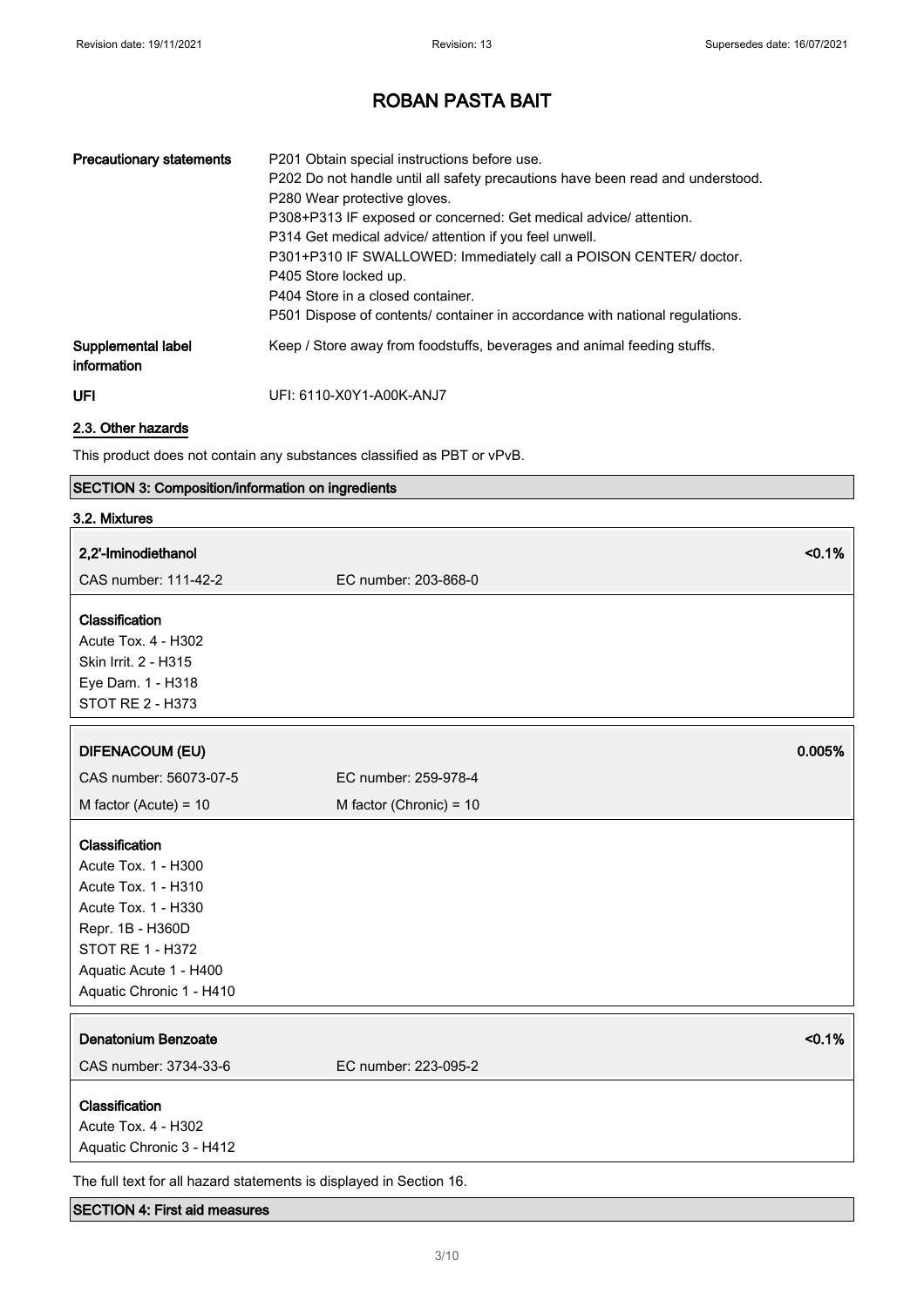| | |
|---|---|
| **Precautionary statements** | P201 Obtain special instructions before use.<br>P202 Do not handle until all safety precautions have been read and understood.<br>P280 Wear protective gloves.<br>P308+P313 IF exposed or concerned: Get medical advice/ attention.<br>P314 Get medical advice/ attention if you feel unwell.<br>P301+P310 IF SWALLOWED: Immediately call a POISON CENTER/ doctor.<br>P405 Store locked up.<br>P404 Store in a closed container.<br>P501 Dispose of contents/ container in accordance with national regulations. |
| **Supplemental label information** | Keep / Store away from foodstuffs, beverages and animal feeding stuffs. |
| **UFI** | UFI: 6110-X0Y1-A00K-ANJ7 |

### 2.3. Other hazards

This product does not contain any substances classified as PBT or vPvB.

## SECTION 3: Composition/information on ingredients

### 3.2. Mixtures

| **2,2'-Iminodiethanol** | | **<0.1%** |
|---|---|---|
| CAS number: 111-42-2 | EC number: 203-868-0 | |

**Classification**
Acute Tox. 4 - H302
Skin Irrit. 2 - H315
Eye Dam. 1 - H318
STOT RE 2 - H373

| **DIFENACOUM (EU)** | | **0.005%** |
|---|---|---|
| CAS number: 56073-07-5 | EC number: 259-978-4 | |
| M factor (Acute) = 10 | M factor (Chronic) = 10 | |

**Classification**
Acute Tox. 1 - H300
Acute Tox. 1 - H310
Acute Tox. 1 - H330
Repr. 1B - H360D
STOT RE 1 - H372
Aquatic Acute 1 - H400
Aquatic Chronic 1 - H410

| **Denatonium Benzoate** | | **<0.1%** |
|---|---|---|
| CAS number: 3734-33-6 | EC number: 223-095-2 | |

**Classification**
Acute Tox. 4 - H302
Aquatic Chronic 3 - H412

The full text for all hazard statements is displayed in Section 16.

## SECTION 4: First aid measures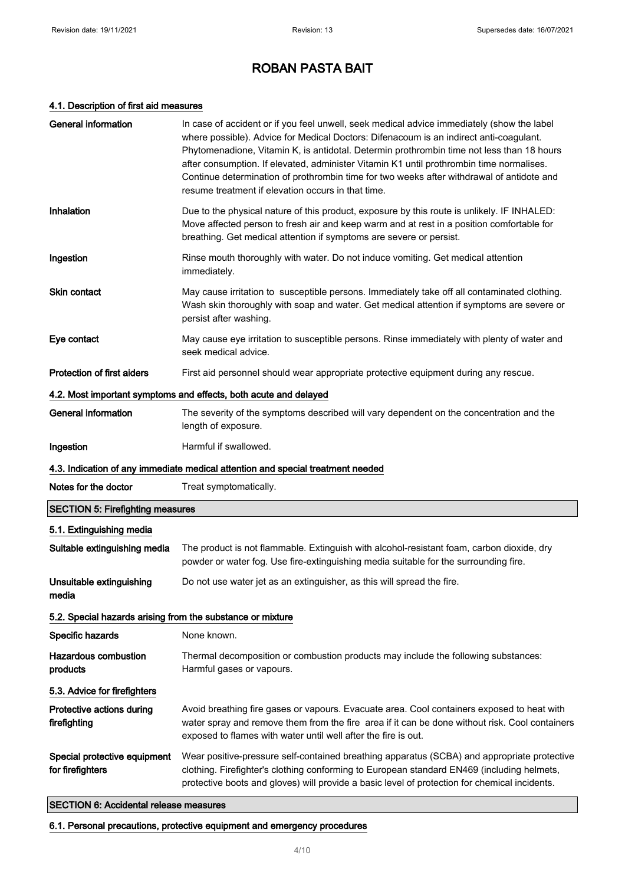# ROBAN PASTA BAIT

#### 4.1. Description of first aid measures

| | |
|---|---|
| **General information** | In case of accident or if you feel unwell, seek medical advice immediately (show the label where possible). Advice for Medical Doctors: Difenacoum is an indirect anti-coagulant. Phytomenadione, Vitamin K, is antidotal. Determin prothrombin time not less than 18 hours after consumption. If elevated, administer Vitamin K1 until prothrombin time normalises. Continue determination of prothrombin time for two weeks after withdrawal of antidote and resume treatment if elevation occurs in that time. |
| **Inhalation** | Due to the physical nature of this product, exposure by this route is unlikely. IF INHALED: Move affected person to fresh air and keep warm and at rest in a position comfortable for breathing. Get medical attention if symptoms are severe or persist. |
| **Ingestion** | Rinse mouth thoroughly with water. Do not induce vomiting. Get medical attention immediately. |
| **Skin contact** | May cause irritation to susceptible persons. Immediately take off all contaminated clothing. Wash skin thoroughly with soap and water. Get medical attention if symptoms are severe or persist after washing. |
| **Eye contact** | May cause eye irritation to susceptible persons. Rinse immediately with plenty of water and seek medical advice. |
| **Protection of first aiders** | First aid personnel should wear appropriate protective equipment during any rescue. |

#### 4.2. Most important symptoms and effects, both acute and delayed

| | |
|---|---|
| **General information** | The severity of the symptoms described will vary dependent on the concentration and the length of exposure. |
| **Ingestion** | Harmful if swallowed. |

#### 4.3. Indication of any immediate medical attention and special treatment needed

| | |
|---|---|
| **Notes for the doctor** | Treat symptomatically. |

## SECTION 5: Firefighting measures

#### 5.1. Extinguishing media

| | |
|---|---|
| **Suitable extinguishing media** | The product is not flammable. Extinguish with alcohol-resistant foam, carbon dioxide, dry powder or water fog. Use fire-extinguishing media suitable for the surrounding fire. |
| **Unsuitable extinguishing media** | Do not use water jet as an extinguisher, as this will spread the fire. |

#### 5.2. Special hazards arising from the substance or mixture

| | |
|---|---|
| **Specific hazards** | None known. |
| **Hazardous combustion products** | Thermal decomposition or combustion products may include the following substances: Harmful gases or vapours. |

#### 5.3. Advice for firefighters

| | |
|---|---|
| **Protective actions during firefighting** | Avoid breathing fire gases or vapours. Evacuate area. Cool containers exposed to heat with water spray and remove them from the fire area if it can be done without risk. Cool containers exposed to flames with water until well after the fire is out. |
| **Special protective equipment for firefighters** | Wear positive-pressure self-contained breathing apparatus (SCBA) and appropriate protective clothing. Firefighter's clothing conforming to European standard EN469 (including helmets, protective boots and gloves) will provide a basic level of protection for chemical incidents. |

## SECTION 6: Accidental release measures

#### 6.1. Personal precautions, protective equipment and emergency procedures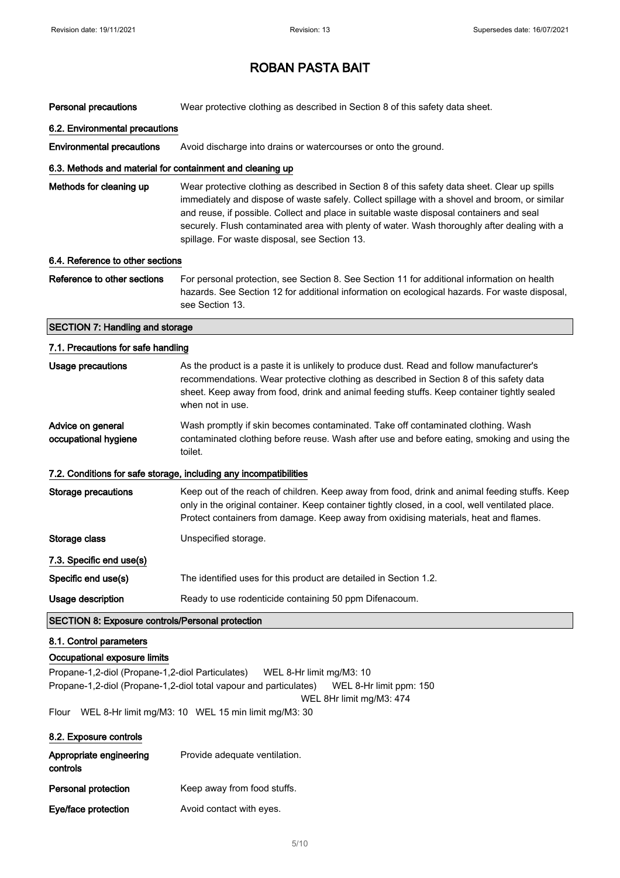# ROBAN PASTA BAIT

**Personal precautions** Wear protective clothing as described in Section 8 of this safety data sheet.

### 6.2. Environmental precautions

**Environmental precautions** Avoid discharge into drains or watercourses or onto the ground.

### 6.3. Methods and material for containment and cleaning up

**Methods for cleaning up** Wear protective clothing as described in Section 8 of this safety data sheet. Clear up spills immediately and dispose of waste safely. Collect spillage with a shovel and broom, or similar and reuse, if possible. Collect and place in suitable waste disposal containers and seal securely. Flush contaminated area with plenty of water. Wash thoroughly after dealing with a spillage. For waste disposal, see Section 13.

### 6.4. Reference to other sections

**Reference to other sections** For personal protection, see Section 8. See Section 11 for additional information on health hazards. See Section 12 for additional information on ecological hazards. For waste disposal, see Section 13.

## SECTION 7: Handling and storage

### 7.1. Precautions for safe handling

**Usage precautions** As the product is a paste it is unlikely to produce dust. Read and follow manufacturer's recommendations. Wear protective clothing as described in Section 8 of this safety data sheet. Keep away from food, drink and animal feeding stuffs. Keep container tightly sealed when not in use.

**Advice on general occupational hygiene** Wash promptly if skin becomes contaminated. Take off contaminated clothing. Wash contaminated clothing before reuse. Wash after use and before eating, smoking and using the toilet.

### 7.2. Conditions for safe storage, including any incompatibilities

**Storage precautions** Keep out of the reach of children. Keep away from food, drink and animal feeding stuffs. Keep only in the original container. Keep container tightly closed, in a cool, well ventilated place. Protect containers from damage. Keep away from oxidising materials, heat and flames.

**Storage class** Unspecified storage.

### 7.3. Specific end use(s)

**Specific end use(s)** The identified uses for this product are detailed in Section 1.2.

**Usage description** Ready to use rodenticide containing 50 ppm Difenacoum.

## SECTION 8: Exposure controls/Personal protection

### 8.1. Control parameters

#### Occupational exposure limits

Propane-1,2-diol (Propane-1,2-diol Particulates) WEL 8-Hr limit mg/M3: 10

Propane-1,2-diol (Propane-1,2-diol total vapour and particulates) WEL 8-Hr limit ppm: 150
WEL 8Hr limit mg/M3: 474

Flour WEL 8-Hr limit mg/M3: 10 WEL 15 min limit mg/M3: 30

### 8.2. Exposure controls

**Appropriate engineering controls** Provide adequate ventilation.

**Personal protection** Keep away from food stuffs.

**Eye/face protection** Avoid contact with eyes.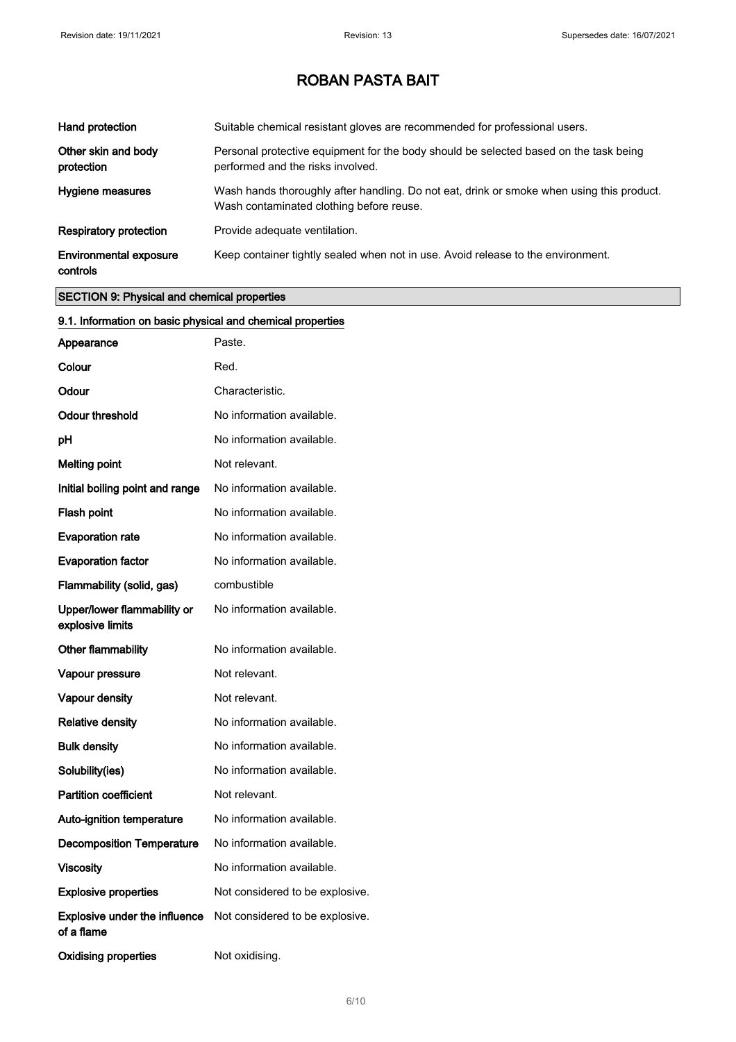| | |
|---|---|
| **Hand protection** | Suitable chemical resistant gloves are recommended for professional users. |
| **Other skin and body protection** | Personal protective equipment for the body should be selected based on the task being performed and the risks involved. |
| **Hygiene measures** | Wash hands thoroughly after handling. Do not eat, drink or smoke when using this product. Wash contaminated clothing before reuse. |
| **Respiratory protection** | Provide adequate ventilation. |
| **Environmental exposure controls** | Keep container tightly sealed when not in use. Avoid release to the environment. |

## SECTION 9: Physical and chemical properties

### 9.1. Information on basic physical and chemical properties

| | |
|---|---|
| **Appearance** | Paste. |
| **Colour** | Red. |
| **Odour** | Characteristic. |
| **Odour threshold** | No information available. |
| **pH** | No information available. |
| **Melting point** | Not relevant. |
| **Initial boiling point and range** | No information available. |
| **Flash point** | No information available. |
| **Evaporation rate** | No information available. |
| **Evaporation factor** | No information available. |
| **Flammability (solid, gas)** | combustible |
| **Upper/lower flammability or explosive limits** | No information available. |
| **Other flammability** | No information available. |
| **Vapour pressure** | Not relevant. |
| **Vapour density** | Not relevant. |
| **Relative density** | No information available. |
| **Bulk density** | No information available. |
| **Solubility(ies)** | No information available. |
| **Partition coefficient** | Not relevant. |
| **Auto-ignition temperature** | No information available. |
| **Decomposition Temperature** | No information available. |
| **Viscosity** | No information available. |
| **Explosive properties** | Not considered to be explosive. |
| **Explosive under the influence of a flame** | Not considered to be explosive. |
| **Oxidising properties** | Not oxidising. |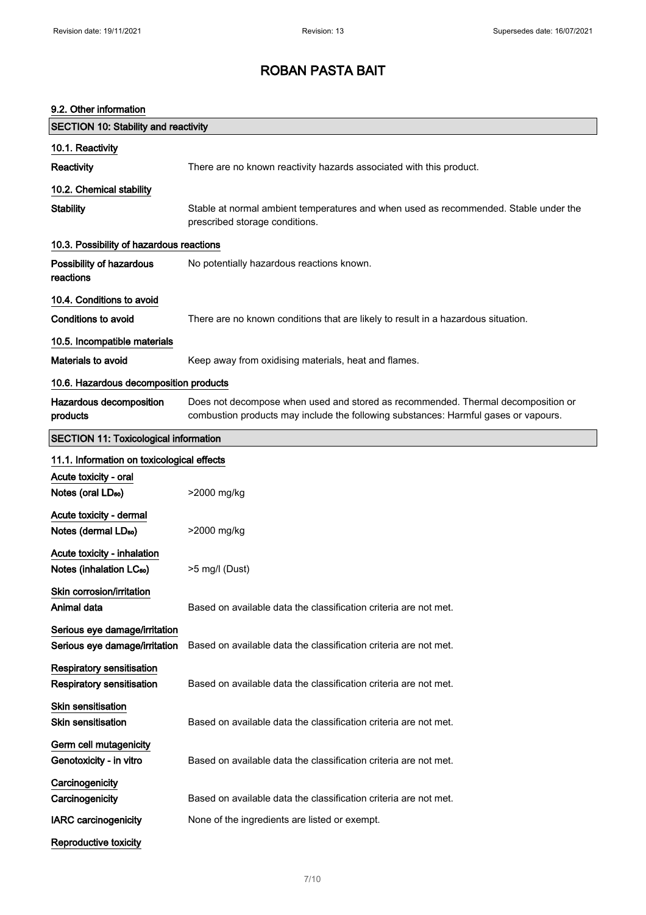# ROBAN PASTA BAIT

### 9.2. Other information

## SECTION 10: Stability and reactivity

### 10.1. Reactivity

| | |
|---|---|
| **Reactivity** | There are no known reactivity hazards associated with this product. |

### 10.2. Chemical stability

| | |
|---|---|
| **Stability** | Stable at normal ambient temperatures and when used as recommended. Stable under the prescribed storage conditions. |

### 10.3. Possibility of hazardous reactions

| | |
|---|---|
| **Possibility of hazardous reactions** | No potentially hazardous reactions known. |

### 10.4. Conditions to avoid

| | |
|---|---|
| **Conditions to avoid** | There are no known conditions that are likely to result in a hazardous situation. |

### 10.5. Incompatible materials

| | |
|---|---|
| **Materials to avoid** | Keep away from oxidising materials, heat and flames. |

### 10.6. Hazardous decomposition products

| | |
|---|---|
| **Hazardous decomposition products** | Does not decompose when used and stored as recommended. Thermal decomposition or combustion products may include the following substances: Harmful gases or vapours. |

## SECTION 11: Toxicological information

### 11.1. Information on toxicological effects

**Acute toxicity - oral**

| | |
|---|---|
| **Notes (oral $LD_{50}$)** | >2000 mg/kg |

**Acute toxicity - dermal**

| | |
|---|---|
| **Notes (dermal $LD_{50}$)** | >2000 mg/kg |

**Acute toxicity - inhalation**

| | |
|---|---|
| **Notes (inhalation $LC_{50}$)** | >5 mg/l (Dust) |

**Skin corrosion/irritation**

| | |
|---|---|
| **Animal data** | Based on available data the classification criteria are not met. |

**Serious eye damage/irritation**

| | |
|---|---|
| **Serious eye damage/irritation** | Based on available data the classification criteria are not met. |

**Respiratory sensitisation**

| | |
|---|---|
| **Respiratory sensitisation** | Based on available data the classification criteria are not met. |

**Skin sensitisation**

| | |
|---|---|
| **Skin sensitisation** | Based on available data the classification criteria are not met. |

**Germ cell mutagenicity**

| | |
|---|---|
| **Genotoxicity - in vitro** | Based on available data the classification criteria are not met. |

**Carcinogenicity**

| | |
|---|---|
| **Carcinogenicity** | Based on available data the classification criteria are not met. |
| **IARC carcinogenicity** | None of the ingredients are listed or exempt. |

**Reproductive toxicity**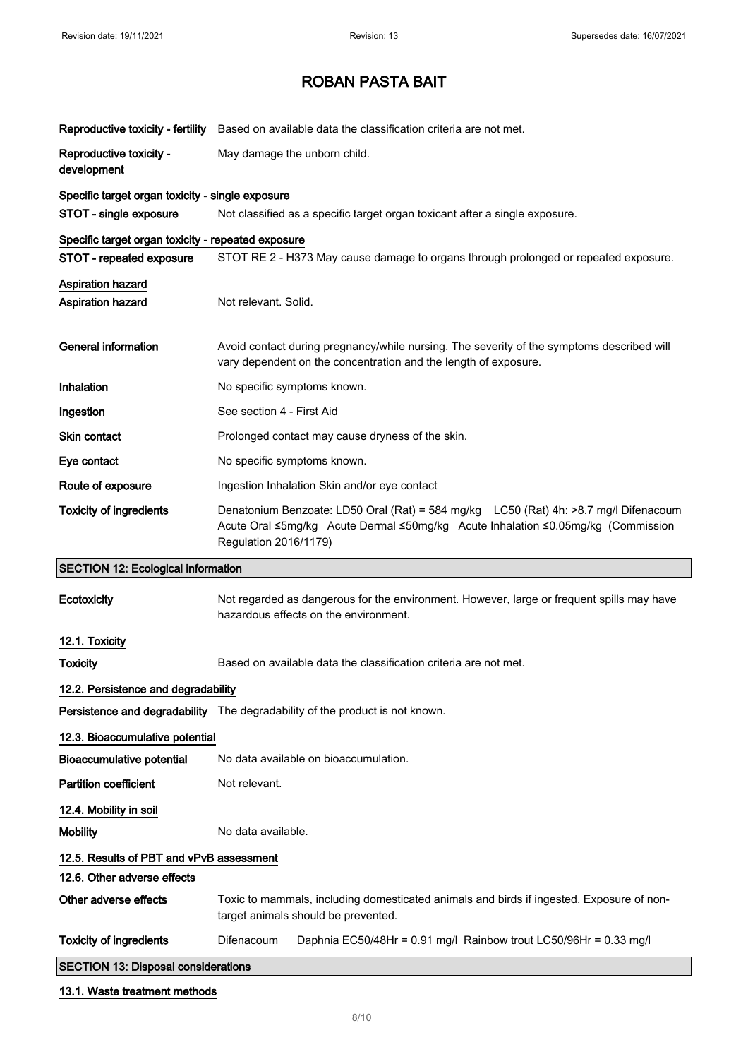# ROBAN PASTA BAIT

| | |
|---|---|
| **Reproductive toxicity - fertility** | Based on available data the classification criteria are not met. |
| **Reproductive toxicity - development** | May damage the unborn child. |

**Specific target organ toxicity - single exposure**

| | |
|---|---|
| **STOT - single exposure** | Not classified as a specific target organ toxicant after a single exposure. |

**Specific target organ toxicity - repeated exposure**

| | |
|---|---|
| **STOT - repeated exposure** | STOT RE 2 - H373 May cause damage to organs through prolonged or repeated exposure. |

**Aspiration hazard**

| | |
|---|---|
| **Aspiration hazard** | Not relevant. Solid. |
| **General information** | Avoid contact during pregnancy/while nursing. The severity of the symptoms described will vary dependent on the concentration and the length of exposure. |
| **Inhalation** | No specific symptoms known. |
| **Ingestion** | See section 4 - First Aid |
| **Skin contact** | Prolonged contact may cause dryness of the skin. |
| **Eye contact** | No specific symptoms known. |
| **Route of exposure** | Ingestion Inhalation Skin and/or eye contact |
| **Toxicity of ingredients** | Denatonium Benzoate: LD50 Oral (Rat) = 584 mg/kg LC50 (Rat) 4h: >8.7 mg/l Difenacoum Acute Oral ≤5mg/kg Acute Dermal ≤50mg/kg Acute Inhalation ≤0.05mg/kg (Commission Regulation 2016/1179) |

## SECTION 12: Ecological information

| | |
|---|---|
| **Ecotoxicity** | Not regarded as dangerous for the environment. However, large or frequent spills may have hazardous effects on the environment. |

**12.1. Toxicity**

| | |
|---|---|
| **Toxicity** | Based on available data the classification criteria are not met. |

**12.2. Persistence and degradability**

| | |
|---|---|
| **Persistence and degradability** | The degradability of the product is not known. |

**12.3. Bioaccumulative potential**

| | |
|---|---|
| **Bioaccumulative potential** | No data available on bioaccumulation. |
| **Partition coefficient** | Not relevant. |

**12.4. Mobility in soil**

| | |
|---|---|
| **Mobility** | No data available. |

**12.5. Results of PBT and vPvB assessment**

**12.6. Other adverse effects**

| | |
|---|---|
| **Other adverse effects** | Toxic to mammals, including domesticated animals and birds if ingested. Exposure of non-target animals should be prevented. |
| **Toxicity of ingredients** | Difenacoum Daphnia EC50/48Hr = 0.91 mg/l Rainbow trout LC50/96Hr = 0.33 mg/l |

## SECTION 13: Disposal considerations

**13.1. Waste treatment methods**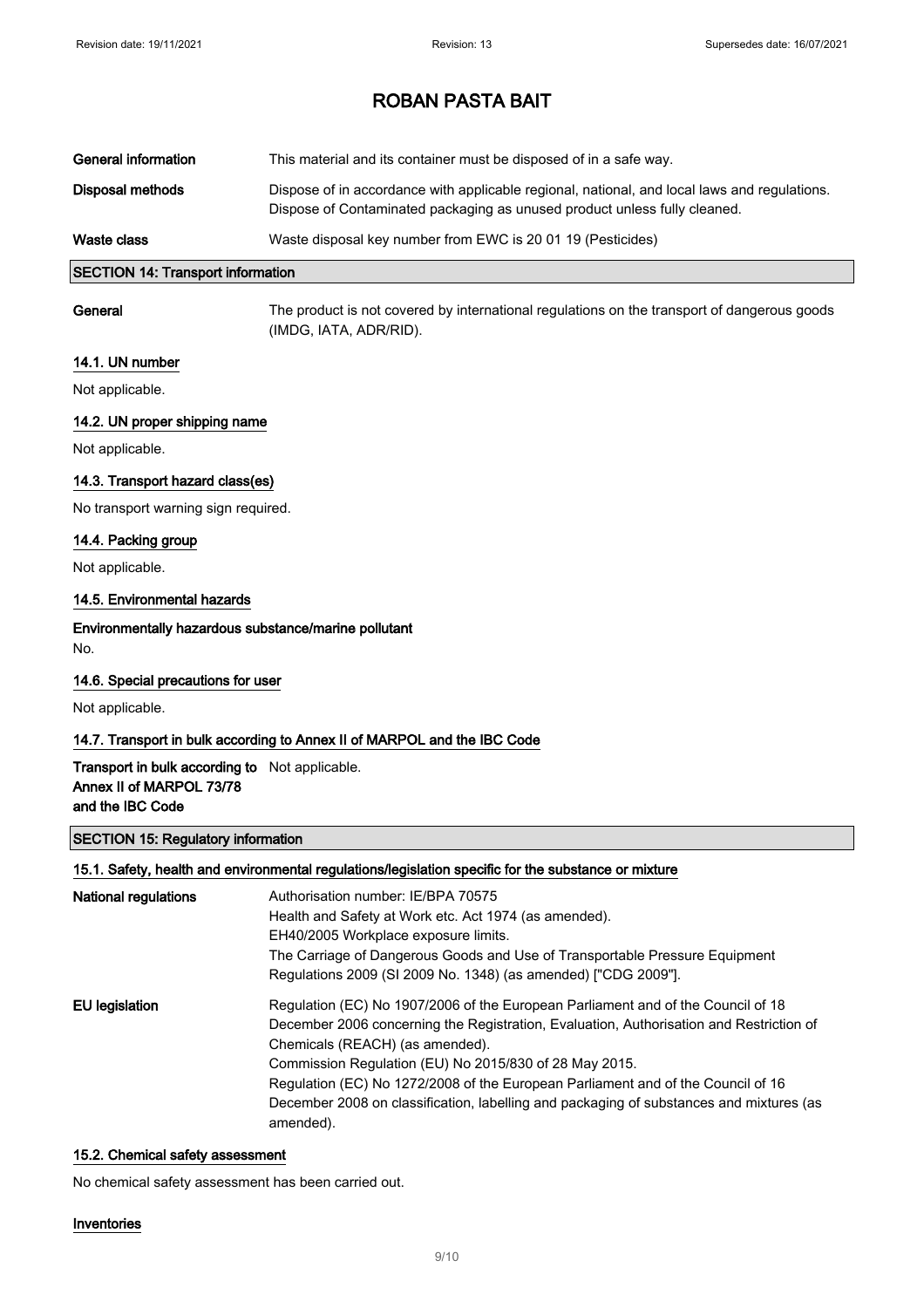| | |
|---|---|
| **General information** | This material and its container must be disposed of in a safe way. |
| **Disposal methods** | Dispose of in accordance with applicable regional, national, and local laws and regulations. Dispose of Contaminated packaging as unused product unless fully cleaned. |
| **Waste class** | Waste disposal key number from EWC is 20 01 19 (Pesticides) |

## SECTION 14: Transport information

**General** The product is not covered by international regulations on the transport of dangerous goods (IMDG, IATA, ADR/RID).

### 14.1. UN number

Not applicable.

### 14.2. UN proper shipping name

Not applicable.

### 14.3. Transport hazard class(es)

No transport warning sign required.

### 14.4. Packing group

Not applicable.

### 14.5. Environmental hazards

**Environmentally hazardous substance/marine pollutant**

No.

### 14.6. Special precautions for user

Not applicable.

### 14.7. Transport in bulk according to Annex II of MARPOL and the IBC Code

**Transport in bulk according to Annex II of MARPOL 73/78 and the IBC Code** Not applicable.

## SECTION 15: Regulatory information

### 15.1. Safety, health and environmental regulations/legislation specific for the substance or mixture

**National regulations**

Authorisation number: IE/BPA 70575
Health and Safety at Work etc. Act 1974 (as amended).
EH40/2005 Workplace exposure limits.
The Carriage of Dangerous Goods and Use of Transportable Pressure Equipment Regulations 2009 (SI 2009 No. 1348) (as amended) ["CDG 2009"].

**EU legislation**

Regulation (EC) No 1907/2006 of the European Parliament and of the Council of 18 December 2006 concerning the Registration, Evaluation, Authorisation and Restriction of Chemicals (REACH) (as amended).
Commission Regulation (EU) No 2015/830 of 28 May 2015.
Regulation (EC) No 1272/2008 of the European Parliament and of the Council of 16 December 2008 on classification, labelling and packaging of substances and mixtures (as amended).

### 15.2. Chemical safety assessment

No chemical safety assessment has been carried out.

### Inventories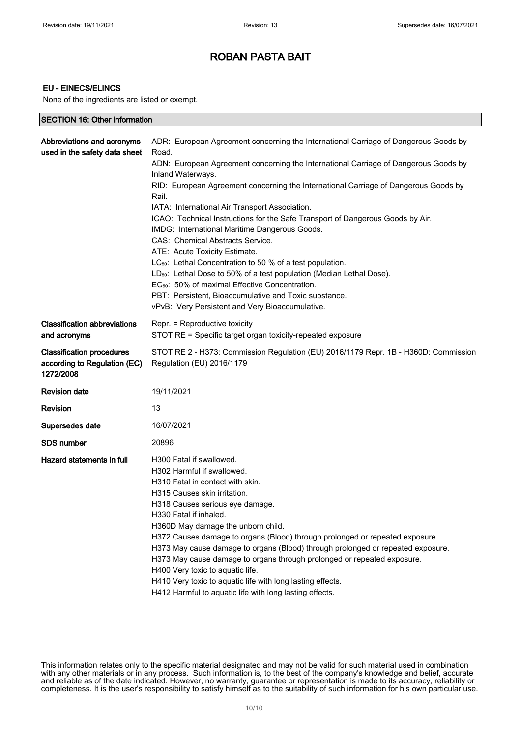#### EU - EINECS/ELINCS

None of the ingredients are listed or exempt.

## SECTION 16: Other information

| | |
|---|---|
| **Abbreviations and acronyms used in the safety data sheet** | ADR: European Agreement concerning the International Carriage of Dangerous Goods by Road.<br>ADN: European Agreement concerning the International Carriage of Dangerous Goods by Inland Waterways.<br>RID: European Agreement concerning the International Carriage of Dangerous Goods by Rail.<br>IATA: International Air Transport Association.<br>ICAO: Technical Instructions for the Safe Transport of Dangerous Goods by Air.<br>IMDG: International Maritime Dangerous Goods.<br>CAS: Chemical Abstracts Service.<br>ATE: Acute Toxicity Estimate.<br>$LC_{50}$: Lethal Concentration to 50 % of a test population.<br>$LD_{50}$: Lethal Dose to 50% of a test population (Median Lethal Dose).<br>$EC_{50}$: 50% of maximal Effective Concentration.<br>PBT: Persistent, Bioaccumulative and Toxic substance.<br>vPvB: Very Persistent and Very Bioaccumulative. |
| **Classification abbreviations and acronyms** | Repr. = Reproductive toxicity<br>STOT RE = Specific target organ toxicity-repeated exposure |
| **Classification procedures according to Regulation (EC) 1272/2008** | STOT RE 2 - H373: Commission Regulation (EU) 2016/1179 Repr. 1B - H360D: Commission Regulation (EU) 2016/1179 |
| **Revision date** | 19/11/2021 |
| **Revision** | 13 |
| **Supersedes date** | 16/07/2021 |
| **SDS number** | 20896 |
| **Hazard statements in full** | H300 Fatal if swallowed.<br>H302 Harmful if swallowed.<br>H310 Fatal in contact with skin.<br>H315 Causes skin irritation.<br>H318 Causes serious eye damage.<br>H330 Fatal if inhaled.<br>H360D May damage the unborn child.<br>H372 Causes damage to organs (Blood) through prolonged or repeated exposure.<br>H373 May cause damage to organs (Blood) through prolonged or repeated exposure.<br>H373 May cause damage to organs through prolonged or repeated exposure.<br>H400 Very toxic to aquatic life.<br>H410 Very toxic to aquatic life with long lasting effects.<br>H412 Harmful to aquatic life with long lasting effects. |

This information relates only to the specific material designated and may not be valid for such material used in combination with any other materials or in any process. Such information is, to the best of the company's knowledge and belief, accurate and reliable as of the date indicated. However, no warranty, guarantee or representation is made to its accuracy, reliability or completeness. It is the user's responsibility to satisfy himself as to the suitability of such information for his own particular use.